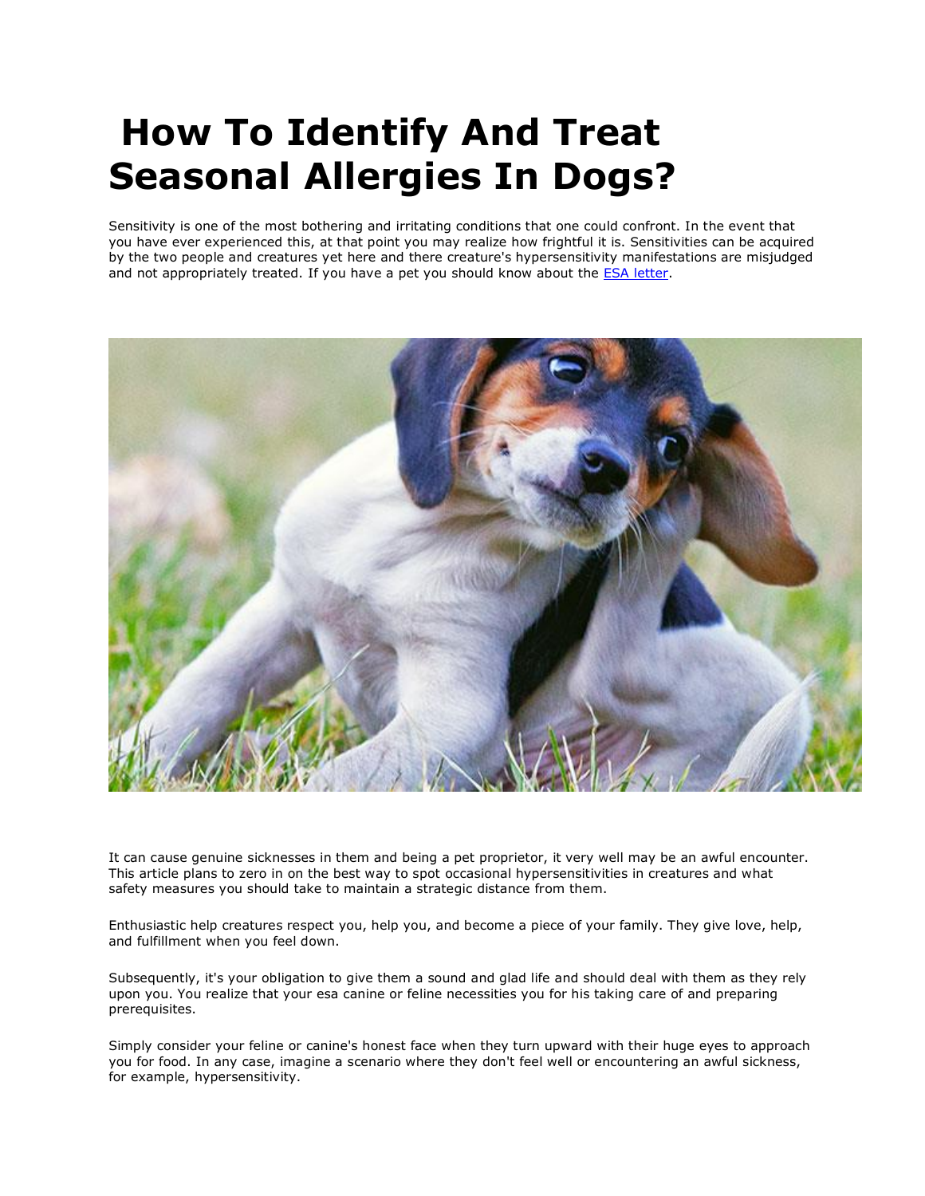# How To Identify And Treat Seasonal Allergies In Dogs?

Sensitivity is one of the most bothering and irritating conditions that one could confront. In the event that you have ever experienced this, at that point you may realize how frightful it is. Sensitivities can be acquired by the two people and creatures yet here and there creature's hypersensitivity manifestations are misjudged and not appropriately treated. If you have a pet you should know about the [ESA letter](ESA letter).

It can cause genuine sicknesses in them and being a pet proprietor, it very well may be an awful encounter. This article plans to zero in on the best way to spot occasional hypersensitivities in creatures and what safety measures you should take to maintain a strategic distance from them.

Enthusiastic help creatures respect you, help you, and become a piece of your family. They give love, help, and fulfillment when you feel down.

Subsequently, it's your obligation to give them a sound and glad life and should deal with them as they rely upon you. You realize that your esa canine or feline necessities you for his taking care of and preparing prerequisites.

Simply consider your feline or canine's honest face when they turn upward with their huge eyes to approach you for food. In any case, imagine a scenario where they don't feel well or encountering an awful sickness, for example, hypersensitivity.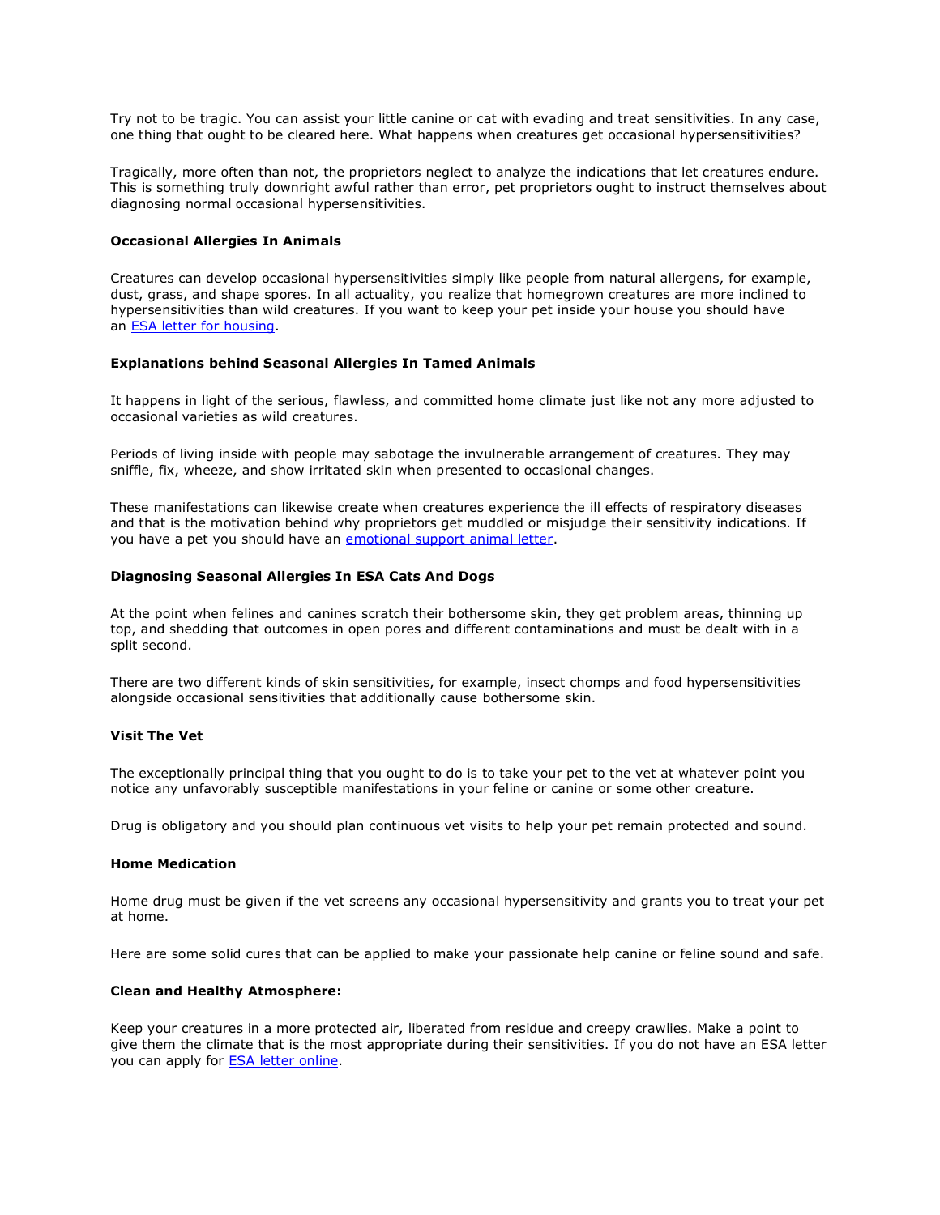Try not to be tragic. You can assist your little canine or cat with evading and treat sensitivities. In any case, one thing that ought to be cleared here. What happens when creatures get occasional hypersensitivities?

Tragically, more often than not, the proprietors neglect to analyze the indications that let creatures endure. This is something truly downright awful rather than error, pet proprietors ought to instruct themselves about diagnosing normal occasional hypersensitivities.

**Occasional Allergies In Animals**

Creatures can develop occasional hypersensitivities simply like people from natural allergens, for example, dust, grass, and shape spores. In all actuality, you realize that homegrown creatures are more inclined to hypersensitivities than wild creatures. If you want to keep your pet inside your house you should have an [ESA letter for housing].

**Explanations behind Seasonal Allergies In Tamed Animals**

It happens in light of the serious, flawless, and committed home climate just like not any more adjusted to occasional varieties as wild creatures.

Periods of living inside with people may sabotage the invulnerable arrangement of creatures. They may sniffle, fix, wheeze, and show irritated skin when presented to occasional changes.

These manifestations can likewise create when creatures experience the ill effects of respiratory diseases and that is the motivation behind why proprietors get muddled or misjudge their sensitivity indications. If you have a pet you should have an [emotional support animal letter].

**Diagnosing Seasonal Allergies In ESA Cats And Dogs**

At the point when felines and canines scratch their bothersome skin, they get problem areas, thinning up top, and shedding that outcomes in open pores and different contaminations and must be dealt with in a split second.

There are two different kinds of skin sensitivities, for example, insect chomps and food hypersensitivities alongside occasional sensitivities that additionally cause bothersome skin.

**Visit The Vet**

The exceptionally principal thing that you ought to do is to take your pet to the vet at whatever point you notice any unfavorably susceptible manifestations in your feline or canine or some other creature.

Drug is obligatory and you should plan continuous vet visits to help your pet remain protected and sound.

**Home Medication**

Home drug must be given if the vet screens any occasional hypersensitivity and grants you to treat your pet at home.

Here are some solid cures that can be applied to make your passionate help canine or feline sound and safe.

**Clean and Healthy Atmosphere:**

Keep your creatures in a more protected air, liberated from residue and creepy crawlies. Make a point to give them the climate that is the most appropriate during their sensitivities. If you do not have an ESA letter you can apply for [ESA letter online].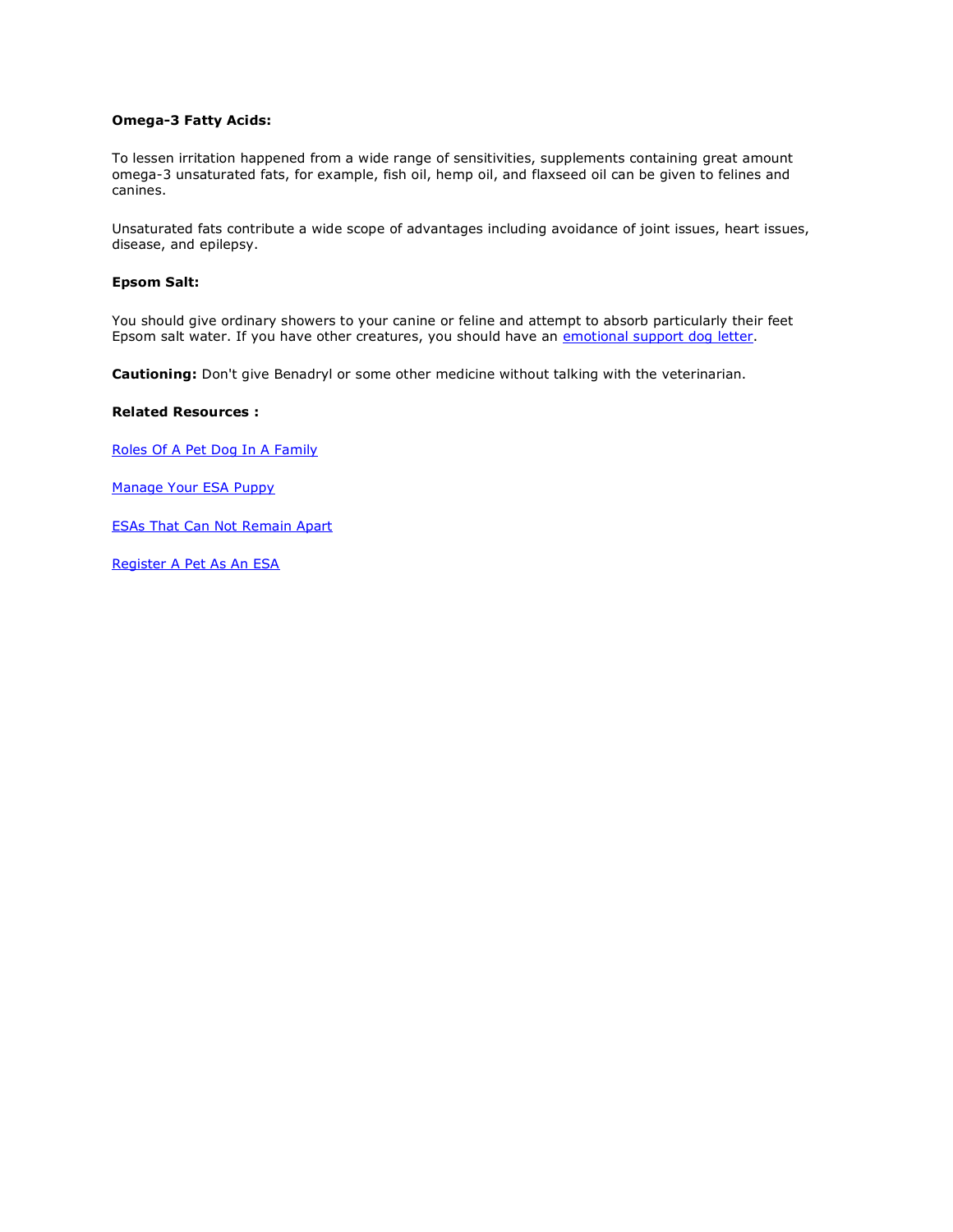**Omega-3 Fatty Acids:**

To lessen irritation happened from a wide range of sensitivities, supplements containing great amount omega-3 unsaturated fats, for example, fish oil, hemp oil, and flaxseed oil can be given to felines and canines.

Unsaturated fats contribute a wide scope of advantages including avoidance of joint issues, heart issues, disease, and epilepsy.

**Epsom Salt:**

You should give ordinary showers to your canine or feline and attempt to absorb particularly their feet Epsom salt water. If you have other creatures, you should have an emotional support dog letter.

**Cautioning:** Don't give Benadryl or some other medicine without talking with the veterinarian.

**Related Resources :**

Roles Of A Pet Dog In A Family

Manage Your ESA Puppy

ESAs That Can Not Remain Apart

Register A Pet As An ESA